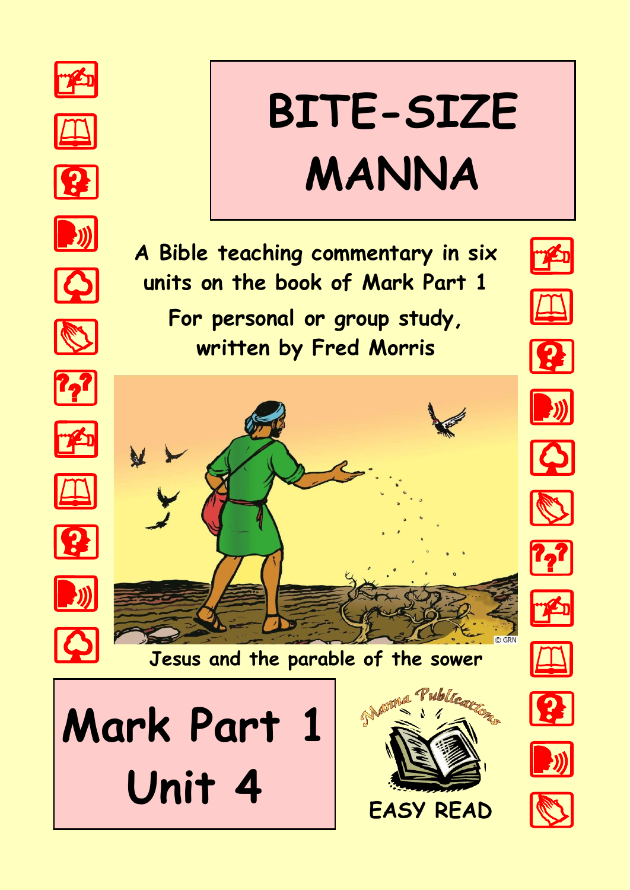# BITE-SIZE MANNA

A Bible teaching commentary in six units on the book of Mark Part 1

For personal or group study, written by Fred Morris

Jesus and the parable of the sower

## Mark Part 1 Unit 4

Manna Publications

EASY READ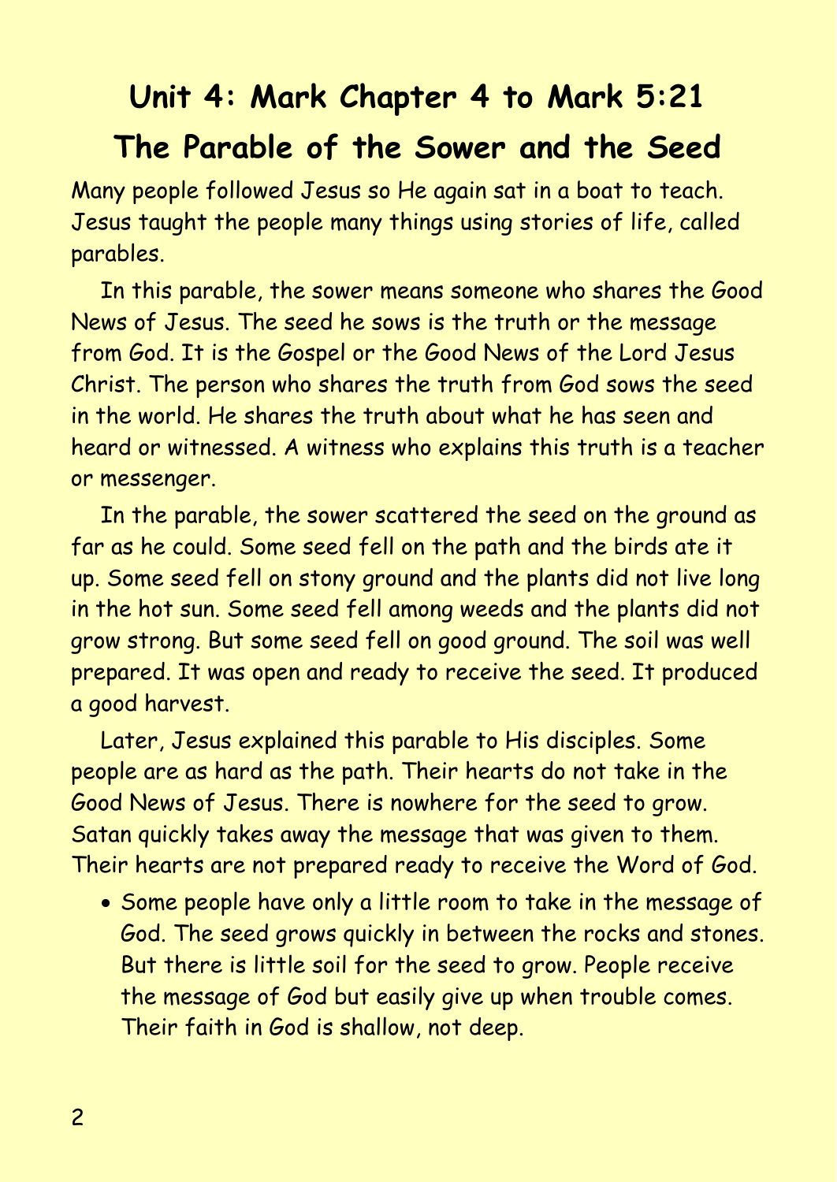# Unit 4: Mark Chapter 4 to Mark 5:21

## The Parable of the Sower and the Seed

Many people followed Jesus so He again sat in a boat to teach. Jesus taught the people many things using stories of life, called parables.

In this parable, the sower means someone who shares the Good News of Jesus. The seed he sows is the truth or the message from God. It is the Gospel or the Good News of the Lord Jesus Christ. The person who shares the truth from God sows the seed in the world. He shares the truth about what he has seen and heard or witnessed. A witness who explains this truth is a teacher or messenger.

In the parable, the sower scattered the seed on the ground as far as he could. Some seed fell on the path and the birds ate it up. Some seed fell on stony ground and the plants did not live long in the hot sun. Some seed fell among weeds and the plants did not grow strong. But some seed fell on good ground. The soil was well prepared. It was open and ready to receive the seed. It produced a good harvest.

Later, Jesus explained this parable to His disciples. Some people are as hard as the path. Their hearts do not take in the Good News of Jesus. There is nowhere for the seed to grow. Satan quickly takes away the message that was given to them. Their hearts are not prepared ready to receive the Word of God.

- Some people have only a little room to take in the message of God. The seed grows quickly in between the rocks and stones. But there is little soil for the seed to grow. People receive the message of God but easily give up when trouble comes. Their faith in God is shallow, not deep.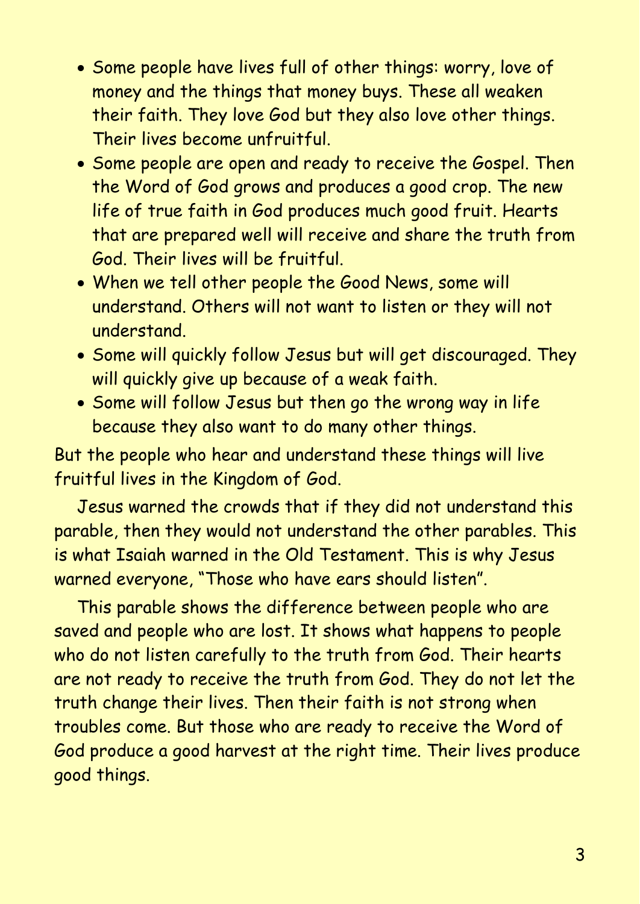- Some people have lives full of other things: worry, love of money and the things that money buys. These all weaken their faith. They love God but they also love other things. Their lives become unfruitful.
- Some people are open and ready to receive the Gospel. Then the Word of God grows and produces a good crop. The new life of true faith in God produces much good fruit. Hearts that are prepared well will receive and share the truth from God. Their lives will be fruitful.
- When we tell other people the Good News, some will understand. Others will not want to listen or they will not understand.
- Some will quickly follow Jesus but will get discouraged. They will quickly give up because of a weak faith.
- Some will follow Jesus but then go the wrong way in life because they also want to do many other things.

But the people who hear and understand these things will live fruitful lives in the Kingdom of God.

Jesus warned the crowds that if they did not understand this parable, then they would not understand the other parables. This is what Isaiah warned in the Old Testament. This is why Jesus warned everyone, "Those who have ears should listen".

This parable shows the difference between people who are saved and people who are lost. It shows what happens to people who do not listen carefully to the truth from God. Their hearts are not ready to receive the truth from God. They do not let the truth change their lives. Then their faith is not strong when troubles come. But those who are ready to receive the Word of God produce a good harvest at the right time. Their lives produce good things.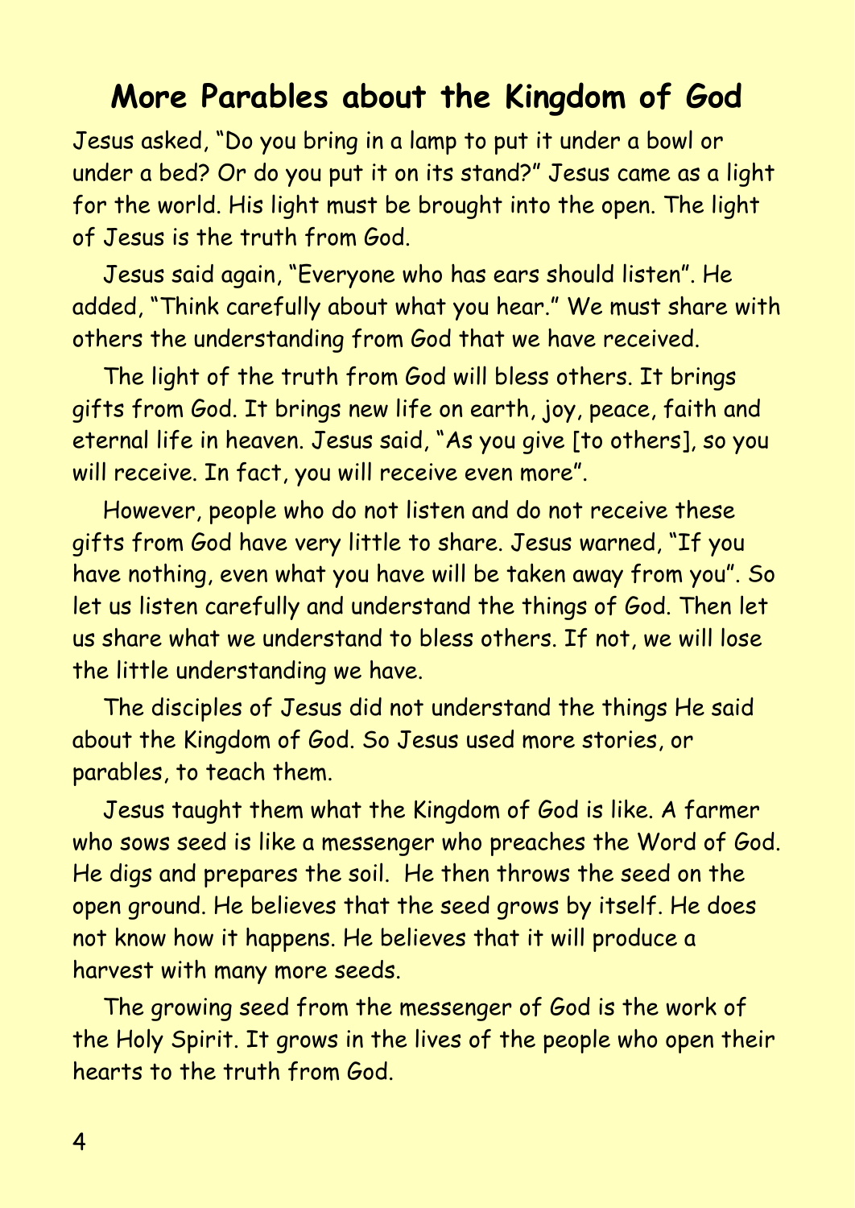# More Parables about the Kingdom of God

Jesus asked, "Do you bring in a lamp to put it under a bowl or under a bed? Or do you put it on its stand?" Jesus came as a light for the world. His light must be brought into the open. The light of Jesus is the truth from God.

Jesus said again, "Everyone who has ears should listen". He added, "Think carefully about what you hear." We must share with others the understanding from God that we have received.

The light of the truth from God will bless others. It brings gifts from God. It brings new life on earth, joy, peace, faith and eternal life in heaven. Jesus said, "As you give [to others], so you will receive. In fact, you will receive even more".

However, people who do not listen and do not receive these gifts from God have very little to share. Jesus warned, "If you have nothing, even what you have will be taken away from you". So let us listen carefully and understand the things of God. Then let us share what we understand to bless others. If not, we will lose the little understanding we have.

The disciples of Jesus did not understand the things He said about the Kingdom of God. So Jesus used more stories, or parables, to teach them.

Jesus taught them what the Kingdom of God is like. A farmer who sows seed is like a messenger who preaches the Word of God. He digs and prepares the soil. He then throws the seed on the open ground. He believes that the seed grows by itself. He does not know how it happens. He believes that it will produce a harvest with many more seeds.

The growing seed from the messenger of God is the work of the Holy Spirit. It grows in the lives of the people who open their hearts to the truth from God.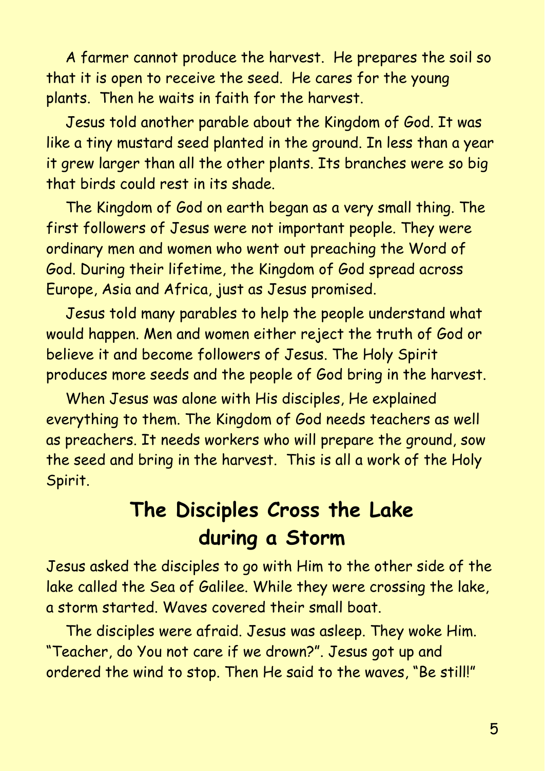A farmer cannot produce the harvest. He prepares the soil so that it is open to receive the seed. He cares for the young plants. Then he waits in faith for the harvest.

Jesus told another parable about the Kingdom of God. It was like a tiny mustard seed planted in the ground. In less than a year it grew larger than all the other plants. Its branches were so big that birds could rest in its shade.

The Kingdom of God on earth began as a very small thing. The first followers of Jesus were not important people. They were ordinary men and women who went out preaching the Word of God. During their lifetime, the Kingdom of God spread across Europe, Asia and Africa, just as Jesus promised.

Jesus told many parables to help the people understand what would happen. Men and women either reject the truth of God or believe it and become followers of Jesus. The Holy Spirit produces more seeds and the people of God bring in the harvest.

When Jesus was alone with His disciples, He explained everything to them. The Kingdom of God needs teachers as well as preachers. It needs workers who will prepare the ground, sow the seed and bring in the harvest. This is all a work of the Holy Spirit.

## The Disciples Cross the Lake during a Storm

Jesus asked the disciples to go with Him to the other side of the lake called the Sea of Galilee. While they were crossing the lake, a storm started. Waves covered their small boat.

The disciples were afraid. Jesus was asleep. They woke Him. "Teacher, do You not care if we drown?". Jesus got up and ordered the wind to stop. Then He said to the waves, "Be still!"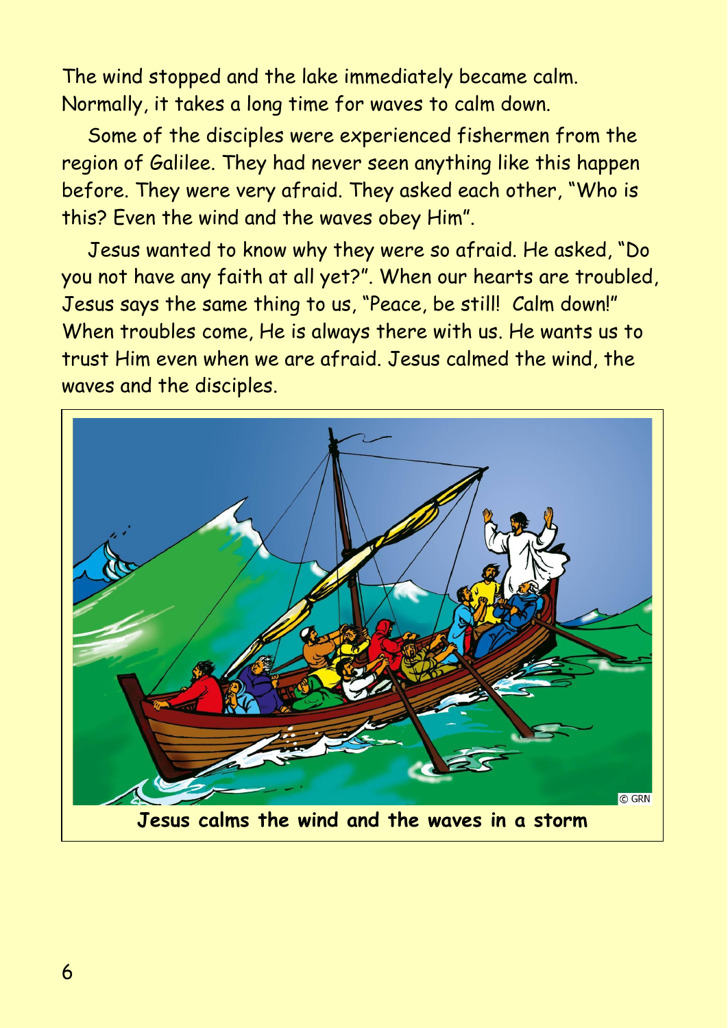The wind stopped and the lake immediately became calm. Normally, it takes a long time for waves to calm down.

Some of the disciples were experienced fishermen from the region of Galilee. They had never seen anything like this happen before. They were very afraid. They asked each other, "Who is this? Even the wind and the waves obey Him".

Jesus wanted to know why they were so afraid. He asked, "Do you not have any faith at all yet?". When our hearts are troubled, Jesus says the same thing to us, "Peace, be still! Calm down!" When troubles come, He is always there with us. He wants us to trust Him even when we are afraid. Jesus calmed the wind, the waves and the disciples.

**Jesus calms the wind and the waves in a storm**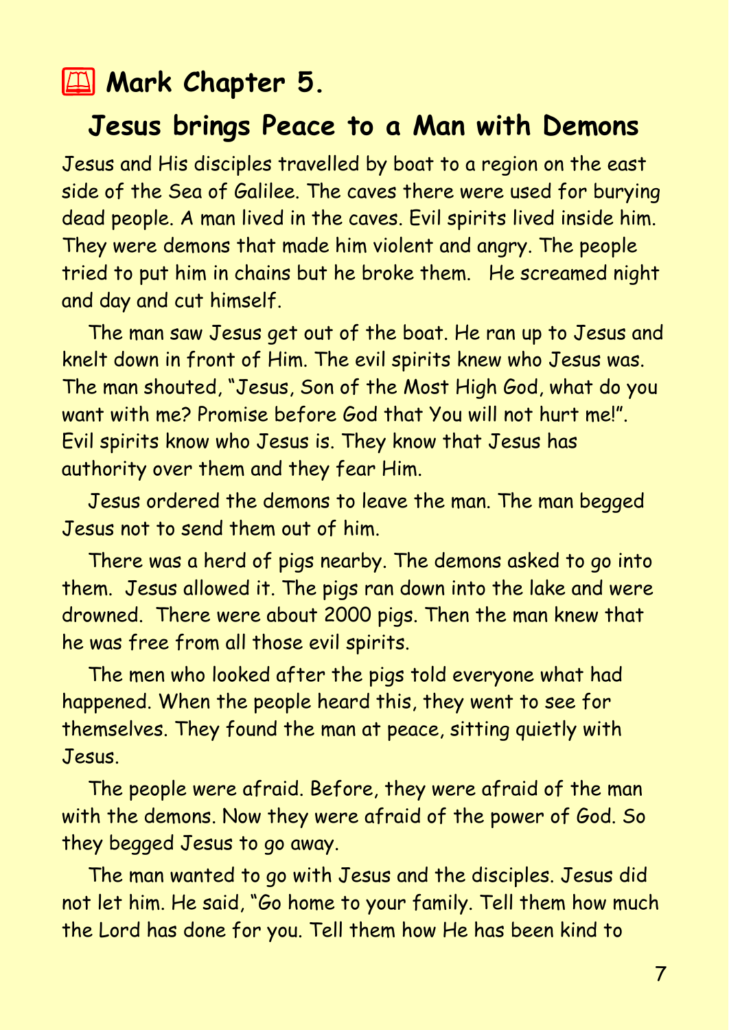# Mark Chapter 5.

## Jesus brings Peace to a Man with Demons

Jesus and His disciples travelled by boat to a region on the east side of the Sea of Galilee. The caves there were used for burying dead people. A man lived in the caves. Evil spirits lived inside him. They were demons that made him violent and angry. The people tried to put him in chains but he broke them. He screamed night and day and cut himself.

The man saw Jesus get out of the boat. He ran up to Jesus and knelt down in front of Him. The evil spirits knew who Jesus was. The man shouted, "Jesus, Son of the Most High God, what do you want with me? Promise before God that You will not hurt me!". Evil spirits know who Jesus is. They know that Jesus has authority over them and they fear Him.

Jesus ordered the demons to leave the man. The man begged Jesus not to send them out of him.

There was a herd of pigs nearby. The demons asked to go into them. Jesus allowed it. The pigs ran down into the lake and were drowned. There were about 2000 pigs. Then the man knew that he was free from all those evil spirits.

The men who looked after the pigs told everyone what had happened. When the people heard this, they went to see for themselves. They found the man at peace, sitting quietly with Jesus.

The people were afraid. Before, they were afraid of the man with the demons. Now they were afraid of the power of God. So they begged Jesus to go away.

The man wanted to go with Jesus and the disciples. Jesus did not let him. He said, "Go home to your family. Tell them how much the Lord has done for you. Tell them how He has been kind to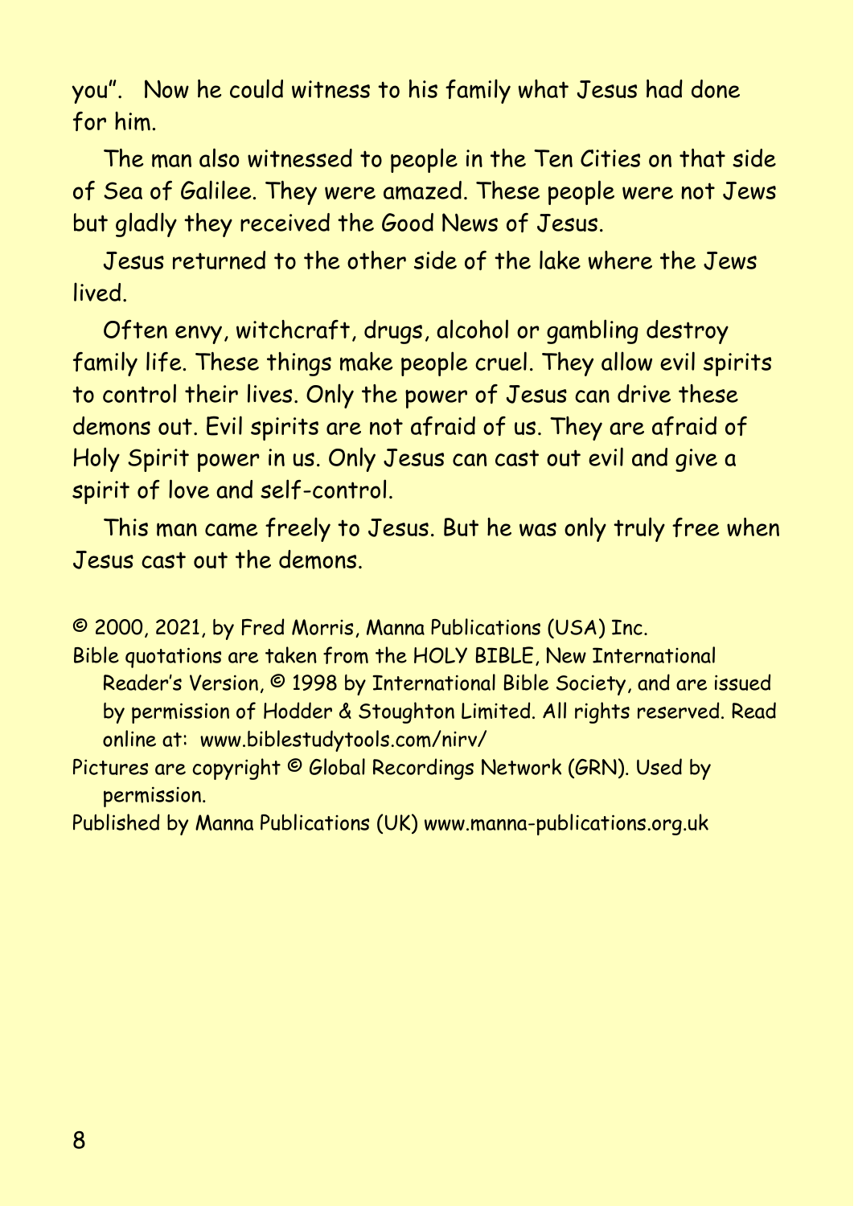you". Now he could witness to his family what Jesus had done for him.

The man also witnessed to people in the Ten Cities on that side of Sea of Galilee. They were amazed. These people were not Jews but gladly they received the Good News of Jesus.

Jesus returned to the other side of the lake where the Jews lived.

Often envy, witchcraft, drugs, alcohol or gambling destroy family life. These things make people cruel. They allow evil spirits to control their lives. Only the power of Jesus can drive these demons out. Evil spirits are not afraid of us. They are afraid of Holy Spirit power in us. Only Jesus can cast out evil and give a spirit of love and self-control.

This man came freely to Jesus. But he was only truly free when Jesus cast out the demons.

© 2000, 2021, by Fred Morris, Manna Publications (USA) Inc.

Bible quotations are taken from the HOLY BIBLE, New International Reader's Version, © 1998 by International Bible Society, and are issued by permission of Hodder & Stoughton Limited. All rights reserved. Read online at: www.biblestudytools.com/nirv/

Pictures are copyright © Global Recordings Network (GRN). Used by permission.

Published by Manna Publications (UK) www.manna-publications.org.uk